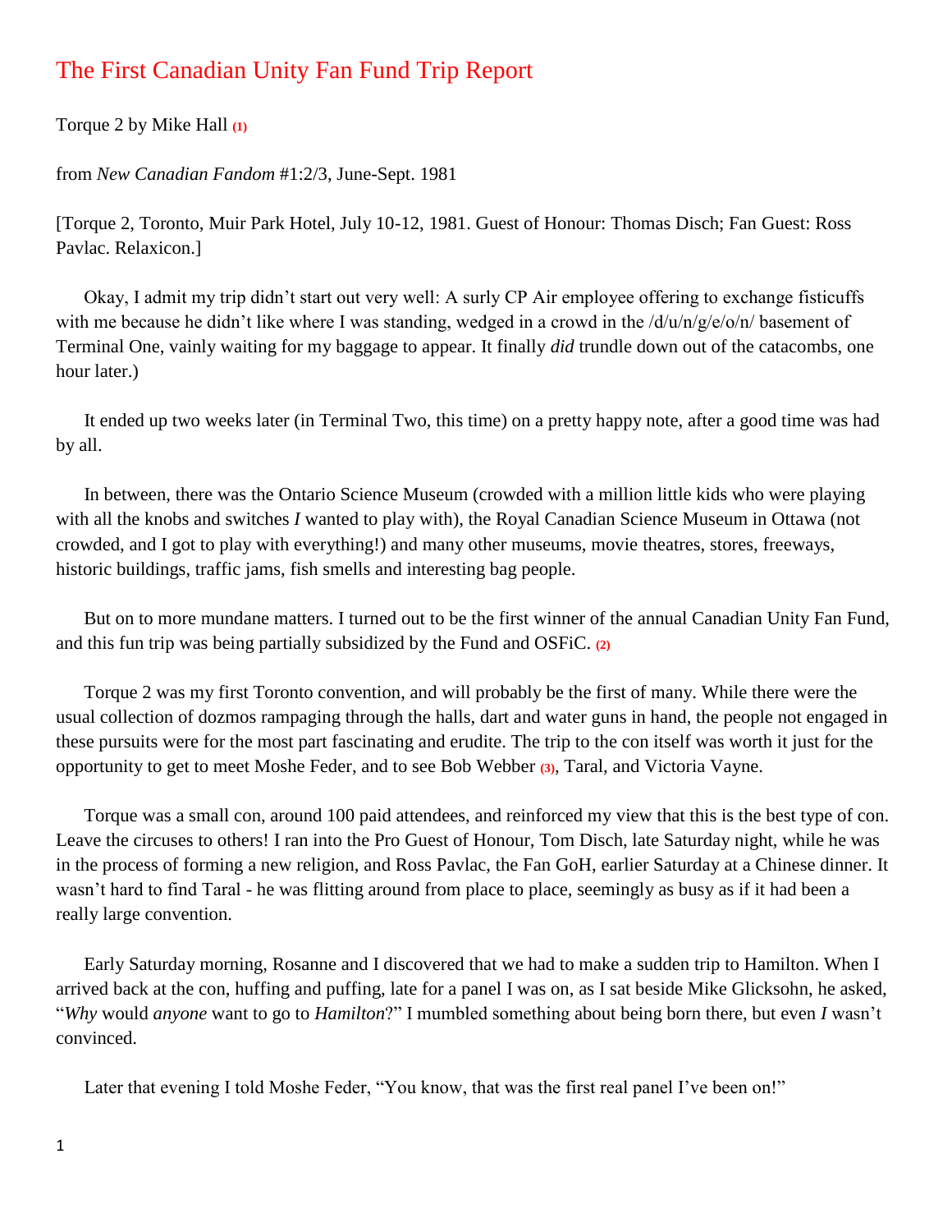# The First Canadian Unity Fan Fund Trip Report

Torque 2 by Mike Hall (1)

from *New Canadian Fandom* #1:2/3, June-Sept. 1981

[Torque 2, Toronto, Muir Park Hotel, July 10-12, 1981. Guest of Honour: Thomas Disch; Fan Guest: Ross Pavlac. Relaxicon.]

Okay, I admit my trip didn't start out very well: A surly CP Air employee offering to exchange fisticuffs with me because he didn't like where I was standing, wedged in a crowd in the /d/u/n/g/e/o/n/ basement of Terminal One, vainly waiting for my baggage to appear. It finally *did* trundle down out of the catacombs, one hour later.)

It ended up two weeks later (in Terminal Two, this time) on a pretty happy note, after a good time was had by all.

In between, there was the Ontario Science Museum (crowded with a million little kids who were playing with all the knobs and switches *I* wanted to play with), the Royal Canadian Science Museum in Ottawa (not crowded, and I got to play with everything!) and many other museums, movie theatres, stores, freeways, historic buildings, traffic jams, fish smells and interesting bag people.

But on to more mundane matters. I turned out to be the first winner of the annual Canadian Unity Fan Fund, and this fun trip was being partially subsidized by the Fund and OSFiC. (2)

Torque 2 was my first Toronto convention, and will probably be the first of many. While there were the usual collection of dozmos rampaging through the halls, dart and water guns in hand, the people not engaged in these pursuits were for the most part fascinating and erudite. The trip to the con itself was worth it just for the opportunity to get to meet Moshe Feder, and to see Bob Webber (3), Taral, and Victoria Vayne.

Torque was a small con, around 100 paid attendees, and reinforced my view that this is the best type of con. Leave the circuses to others! I ran into the Pro Guest of Honour, Tom Disch, late Saturday night, while he was in the process of forming a new religion, and Ross Pavlac, the Fan GoH, earlier Saturday at a Chinese dinner. It wasn't hard to find Taral - he was flitting around from place to place, seemingly as busy as if it had been a really large convention.

Early Saturday morning, Rosanne and I discovered that we had to make a sudden trip to Hamilton. When I arrived back at the con, huffing and puffing, late for a panel I was on, as I sat beside Mike Glicksohn, he asked, "*Why* would *anyone* want to go to *Hamilton*?" I mumbled something about being born there, but even *I* wasn't convinced.

Later that evening I told Moshe Feder, "You know, that was the first real panel I've been on!"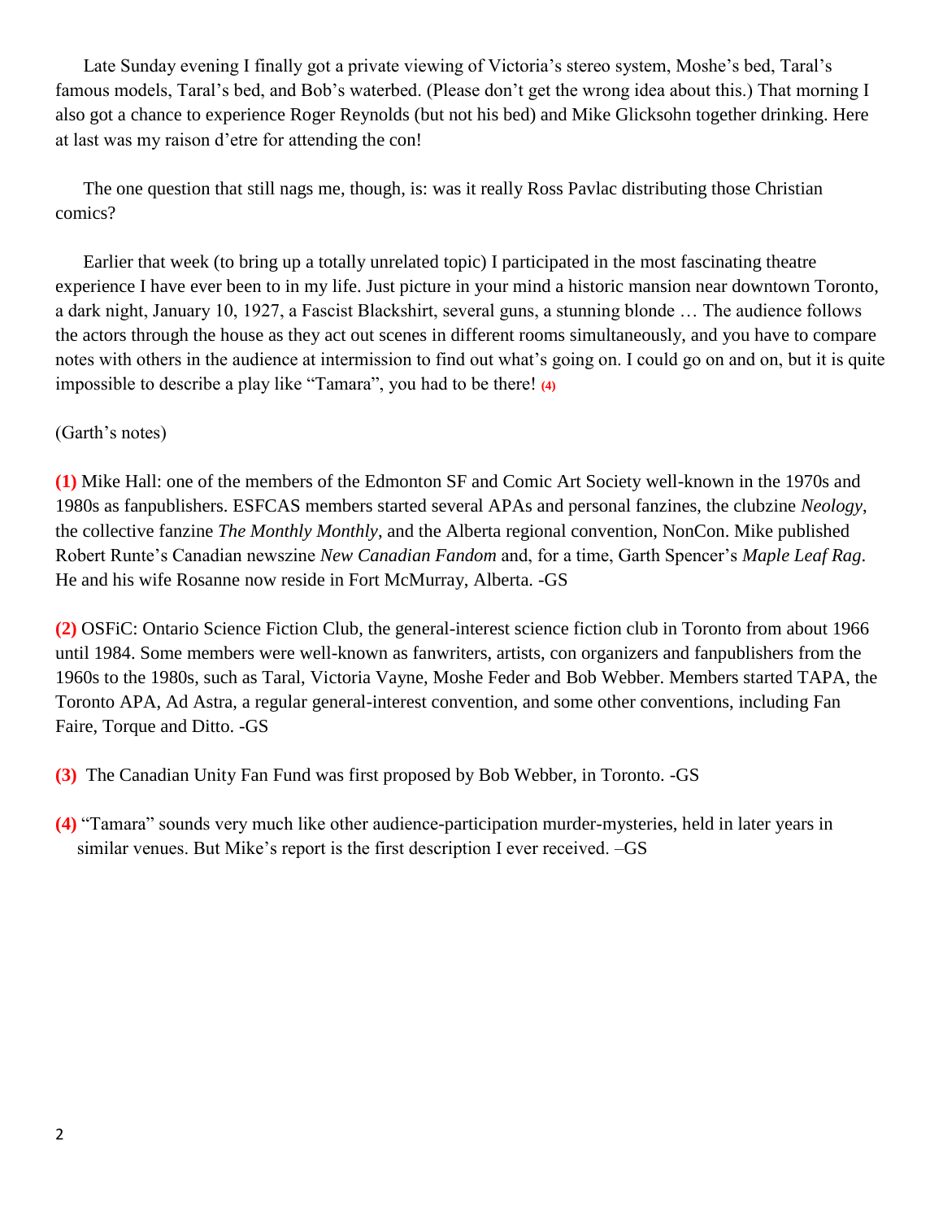Late Sunday evening I finally got a private viewing of Victoria's stereo system, Moshe's bed, Taral's famous models, Taral's bed, and Bob's waterbed. (Please don't get the wrong idea about this.) That morning I also got a chance to experience Roger Reynolds (but not his bed) and Mike Glicksohn together drinking. Here at last was my raison d'etre for attending the con!

The one question that still nags me, though, is: was it really Ross Pavlac distributing those Christian comics?

Earlier that week (to bring up a totally unrelated topic) I participated in the most fascinating theatre experience I have ever been to in my life. Just picture in your mind a historic mansion near downtown Toronto, a dark night, January 10, 1927, a Fascist Blackshirt, several guns, a stunning blonde … The audience follows the actors through the house as they act out scenes in different rooms simultaneously, and you have to compare notes with others in the audience at intermission to find out what's going on. I could go on and on, but it is quite impossible to describe a play like "Tamara", you had to be there! **(4)**

(Garth's notes)

**(1)** Mike Hall: one of the members of the Edmonton SF and Comic Art Society well-known in the 1970s and 1980s as fanpublishers. ESFCAS members started several APAs and personal fanzines, the clubzine *Neology*, the collective fanzine *The Monthly Monthly*, and the Alberta regional convention, NonCon. Mike published Robert Runte's Canadian newszine *New Canadian Fandom* and, for a time, Garth Spencer's *Maple Leaf Rag*. He and his wife Rosanne now reside in Fort McMurray, Alberta. -GS

**(2)** OSFiC: Ontario Science Fiction Club, the general-interest science fiction club in Toronto from about 1966 until 1984. Some members were well-known as fanwriters, artists, con organizers and fanpublishers from the 1960s to the 1980s, such as Taral, Victoria Vayne, Moshe Feder and Bob Webber. Members started TAPA, the Toronto APA, Ad Astra, a regular general-interest convention, and some other conventions, including Fan Faire, Torque and Ditto. -GS

**(3)** The Canadian Unity Fan Fund was first proposed by Bob Webber, in Toronto. -GS

**(4)** "Tamara" sounds very much like other audience-participation murder-mysteries, held in later years in similar venues. But Mike's report is the first description I ever received. –GS